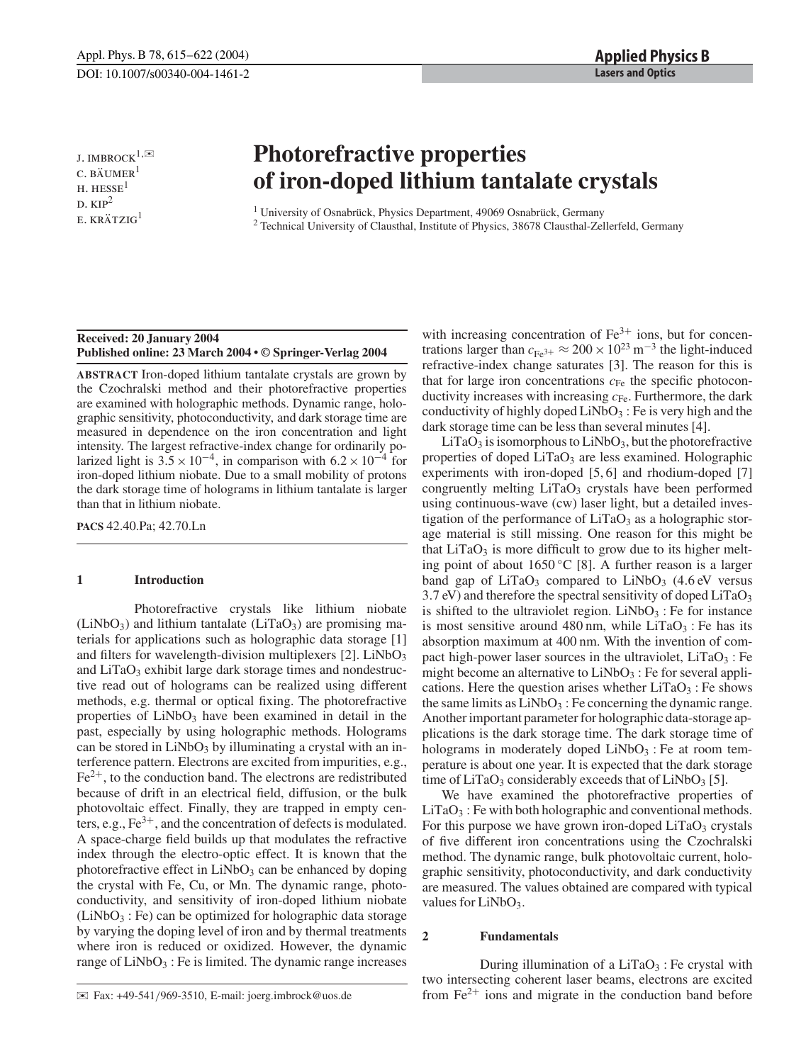J. IMBROCK[1,✉]
C. BÄUMER[1]
H. HESSE[1]
D. KIP[2]
E. KRÄTZIG[1]

# Photorefractive properties of iron-doped lithium tantalate crystals

[1] University of Osnabrück, Physics Department, 49069 Osnabrück, Germany
[2] Technical University of Clausthal, Institute of Physics, 38678 Clausthal-Zellerfeld, Germany

**Received: 20 January 2004**
**Published online: 23 March 2004 • © Springer-Verlag 2004**

**ABSTRACT** Iron-doped lithium tantalate crystals are grown by the Czochralski method and their photorefractive properties are examined with holographic methods. Dynamic range, holographic sensitivity, photoconductivity, and dark storage time are measured in dependence on the iron concentration and light intensity. The largest refractive-index change for ordinarily polarized light is $3.5 \times 10^{-4}$, in comparison with $6.2 \times 10^{-4}$ for iron-doped lithium niobate. Due to a small mobility of protons the dark storage time of holograms in lithium tantalate is larger than that in lithium niobate.

**PACS** 42.40.Pa; 42.70.Ln

## 1 Introduction

Photorefractive crystals like lithium niobate ($LiNbO_3$) and lithium tantalate ($LiTaO_3$) are promising materials for applications such as holographic data storage [1] and filters for wavelength-division multiplexers [2]. $LiNbO_3$ and $LiTaO_3$ exhibit large dark storage times and nondestructive read out of holograms can be realized using different methods, e.g. thermal or optical fixing. The photorefractive properties of $LiNbO_3$ have been examined in detail in the past, especially by using holographic methods. Holograms can be stored in $LiNbO_3$ by illuminating a crystal with an interference pattern. Electrons are excited from impurities, e.g., $Fe^{2+}$, to the conduction band. The electrons are redistributed because of drift in an electrical field, diffusion, or the bulk photovoltaic effect. Finally, they are trapped in empty centers, e.g., $Fe^{3+}$, and the concentration of defects is modulated. A space-charge field builds up that modulates the refractive index through the electro-optic effect. It is known that the photorefractive effect in $LiNbO_3$ can be enhanced by doping the crystal with Fe, Cu, or Mn. The dynamic range, photoconductivity, and sensitivity of iron-doped lithium niobate ($LiNbO_3:Fe$) can be optimized for holographic data storage by varying the doping level of iron and by thermal treatments where iron is reduced or oxidized. However, the dynamic range of $LiNbO_3:Fe$ is limited. The dynamic range increases with increasing concentration of $Fe^{3+}$ ions, but for concentrations larger than $c_{Fe^{3+}} \approx 200 \times 10^{23}\ \mathrm{m}^{-3}$ the light-induced refractive-index change saturates [3]. The reason for this is that for large iron concentrations $c_{Fe}$ the specific photoconductivity increases with increasing $c_{Fe}$. Furthermore, the dark conductivity of highly doped $LiNbO_3:Fe$ is very high and the dark storage time can be less than several minutes [4].

$LiTaO_3$ is isomorphous to $LiNbO_3$, but the photorefractive properties of doped $LiTaO_3$ are less examined. Holographic experiments with iron-doped [5, 6] and rhodium-doped [7] congruently melting $LiTaO_3$ crystals have been performed using continuous-wave (cw) laser light, but a detailed investigation of the performance of $LiTaO_3$ as a holographic storage material is still missing. One reason for this might be that $LiTaO_3$ is more difficult to grow due to its higher melting point of about 1650 °C [8]. A further reason is a larger band gap of $LiTaO_3$ compared to $LiNbO_3$ (4.6 eV versus 3.7 eV) and therefore the spectral sensitivity of doped $LiTaO_3$ is shifted to the ultraviolet region. $LiNbO_3:Fe$ for instance is most sensitive around 480 nm, while $LiTaO_3:Fe$ has its absorption maximum at 400 nm. With the invention of compact high-power laser sources in the ultraviolet, $LiTaO_3:Fe$ might become an alternative to $LiNbO_3:Fe$ for several applications. Here the question arises whether $LiTaO_3:Fe$ shows the same limits as $LiNbO_3:Fe$ concerning the dynamic range. Another important parameter for holographic data-storage applications is the dark storage time. The dark storage time of holograms in moderately doped $LiNbO_3:Fe$ at room temperature is about one year. It is expected that the dark storage time of $LiTaO_3$ considerably exceeds that of $LiNbO_3$ [5].

We have examined the photorefractive properties of $LiTaO_3:Fe$ with both holographic and conventional methods. For this purpose we have grown iron-doped $LiTaO_3$ crystals of five different iron concentrations using the Czochralski method. The dynamic range, bulk photovoltaic current, holographic sensitivity, photoconductivity, and dark conductivity are measured. The values obtained are compared with typical values for $LiNbO_3$.

## 2 Fundamentals

During illumination of a $LiTaO_3:Fe$ crystal with two intersecting coherent laser beams, electrons are excited from $Fe^{2+}$ ions and migrate in the conduction band before

✉ Fax: +49-541/969-3510, E-mail: joerg.imbrock@uos.de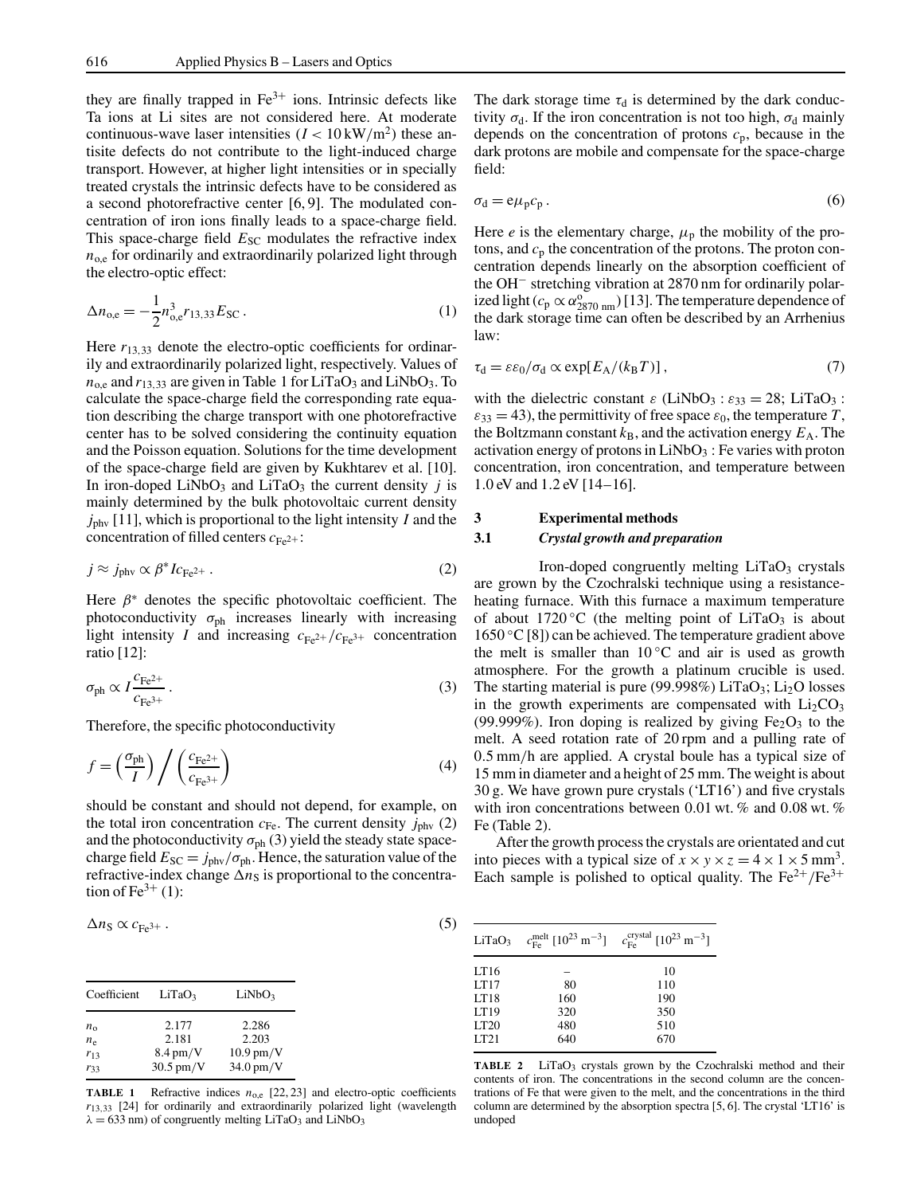they are finally trapped in $Fe^{3+}$ ions. Intrinsic defects like Ta ions at Li sites are not considered here. At moderate continuous-wave laser intensities ($I < 10\,\text{kW/m}^2$) these antisite defects do not contribute to the light-induced charge transport. However, at higher light intensities or in specially treated crystals the intrinsic defects have to be considered as a second photorefractive center [6, 9]. The modulated concentration of iron ions finally leads to a space-charge field. This space-charge field $E_{SC}$ modulates the refractive index $n_{o,e}$ for ordinarily and extraordinarily polarized light through the electro-optic effect:

$$\Delta n_{o,e} = -\frac{1}{2} n_{o,e}^3 r_{13,33} E_{SC} \,. \tag{1}$$

Here $r_{13,33}$ denote the electro-optic coefficients for ordinarily and extraordinarily polarized light, respectively. Values of $n_{o,e}$ and $r_{13,33}$ are given in Table 1 for $LiTaO_3$ and $LiNbO_3$. To calculate the space-charge field the corresponding rate equation describing the charge transport with one photorefractive center has to be solved considering the continuity equation and the Poisson equation. Solutions for the time development of the space-charge field are given by Kukhtarev et al. [10]. In iron-doped $LiNbO_3$ and $LiTaO_3$ the current density $j$ is mainly determined by the bulk photovoltaic current density $j_{phv}$ [11], which is proportional to the light intensity $I$ and the concentration of filled centers $c_{Fe^{2+}}$:

$$j \approx j_{phv} \propto \beta^* I c_{Fe^{2+}} \,. \tag{2}$$

Here $\beta^*$ denotes the specific photovoltaic coefficient. The photoconductivity $\sigma_{ph}$ increases linearly with increasing light intensity $I$ and increasing $c_{Fe^{2+}}/c_{Fe^{3+}}$ concentration ratio [12]:

$$\sigma_{ph} \propto I \frac{c_{Fe^{2+}}}{c_{Fe^{3+}}} \,. \tag{3}$$

Therefore, the specific photoconductivity

$$f = \left(\frac{\sigma_{ph}}{I}\right) \Big/ \left(\frac{c_{Fe^{2+}}}{c_{Fe^{3+}}}\right) \tag{4}$$

should be constant and should not depend, for example, on the total iron concentration $c_{Fe}$. The current density $j_{phv}$ (2) and the photoconductivity $\sigma_{ph}$ (3) yield the steady state space-charge field $E_{SC} = j_{phv}/\sigma_{ph}$. Hence, the saturation value of the refractive-index change $\Delta n_S$ is proportional to the concentration of $Fe^{3+}$ (1):

$$\Delta n_S \propto c_{Fe^{3+}} \,. \tag{5}$$

| Coefficient | $LiTaO_3$ | $LiNbO_3$ |
|---|---|---|
| $n_o$ | 2.177 | 2.286 |
| $n_e$ | 2.181 | 2.203 |
| $r_{13}$ | 8.4 pm/V | 10.9 pm/V |
| $r_{33}$ | 30.5 pm/V | 34.0 pm/V |

**TABLE 1** Refractive indices $n_{o,e}$ [22, 23] and electro-optic coefficients $r_{13,33}$ [24] for ordinarily and extraordinarily polarized light (wavelength $\lambda = 633$ nm) of congruently melting $LiTaO_3$ and $LiNbO_3$

The dark storage time $\tau_d$ is determined by the dark conductivity $\sigma_d$. If the iron concentration is not too high, $\sigma_d$ mainly depends on the concentration of protons $c_p$, because in the dark protons are mobile and compensate for the space-charge field:

$$\sigma_d = e\mu_p c_p \,. \tag{6}$$

Here $e$ is the elementary charge, $\mu_p$ the mobility of the protons, and $c_p$ the concentration of the protons. The proton concentration depends linearly on the absorption coefficient of the $OH^-$ stretching vibration at 2870 nm for ordinarily polarized light ($c_p \propto \alpha^o_{2870\,\text{nm}}$) [13]. The temperature dependence of the dark storage time can often be described by an Arrhenius law:

$$\tau_d = \varepsilon\varepsilon_0/\sigma_d \propto \exp[E_A/(k_B T)] \,, \tag{7}$$

with the dielectric constant $\varepsilon$ ($LiNbO_3$ : $\varepsilon_{33} = 28$; $LiTaO_3$ : $\varepsilon_{33} = 43$), the permittivity of free space $\varepsilon_0$, the temperature $T$, the Boltzmann constant $k_B$, and the activation energy $E_A$. The activation energy of protons in $LiNbO_3$ : Fe varies with proton concentration, iron concentration, and temperature between 1.0 eV and 1.2 eV [14–16].

## 3 Experimental methods

### 3.1 *Crystal growth and preparation*

Iron-doped congruently melting $LiTaO_3$ crystals are grown by the Czochralski technique using a resistance-heating furnace. With this furnace a maximum temperature of about 1720 °C (the melting point of $LiTaO_3$ is about 1650 °C [8]) can be achieved. The temperature gradient above the melt is smaller than 10 °C and air is used as growth atmosphere. For the growth a platinum crucible is used. The starting material is pure (99.998%) $LiTaO_3$; $Li_2O$ losses in the growth experiments are compensated with $Li_2CO_3$ (99.999%). Iron doping is realized by giving $Fe_2O_3$ to the melt. A seed rotation rate of 20 rpm and a pulling rate of 0.5 mm/h are applied. A crystal boule has a typical size of 15 mm in diameter and a height of 25 mm. The weight is about 30 g. We have grown pure crystals ('LT16') and five crystals with iron concentrations between 0.01 wt. % and 0.08 wt. % Fe (Table 2).

After the growth process the crystals are orientated and cut into pieces with a typical size of $x \times y \times z = 4 \times 1 \times 5\,\text{mm}^3$. Each sample is polished to optical quality. The $Fe^{2+}/Fe^{3+}$

| $LiTaO_3$ | $c_{Fe}^{melt}$ [$10^{23}\,\text{m}^{-3}$] | $c_{Fe}^{crystal}$ [$10^{23}\,\text{m}^{-3}$] |
|---|---|---|
| LT16 | – | 10 |
| LT17 | 80 | 110 |
| LT18 | 160 | 190 |
| LT19 | 320 | 350 |
| LT20 | 480 | 510 |
| LT21 | 640 | 670 |

**TABLE 2** $LiTaO_3$ crystals grown by the Czochralski method and their contents of iron. The concentrations in the second column are the concentrations of Fe that were given to the melt, and the concentrations in the third column are determined by the absorption spectra [5, 6]. The crystal 'LT16' is undoped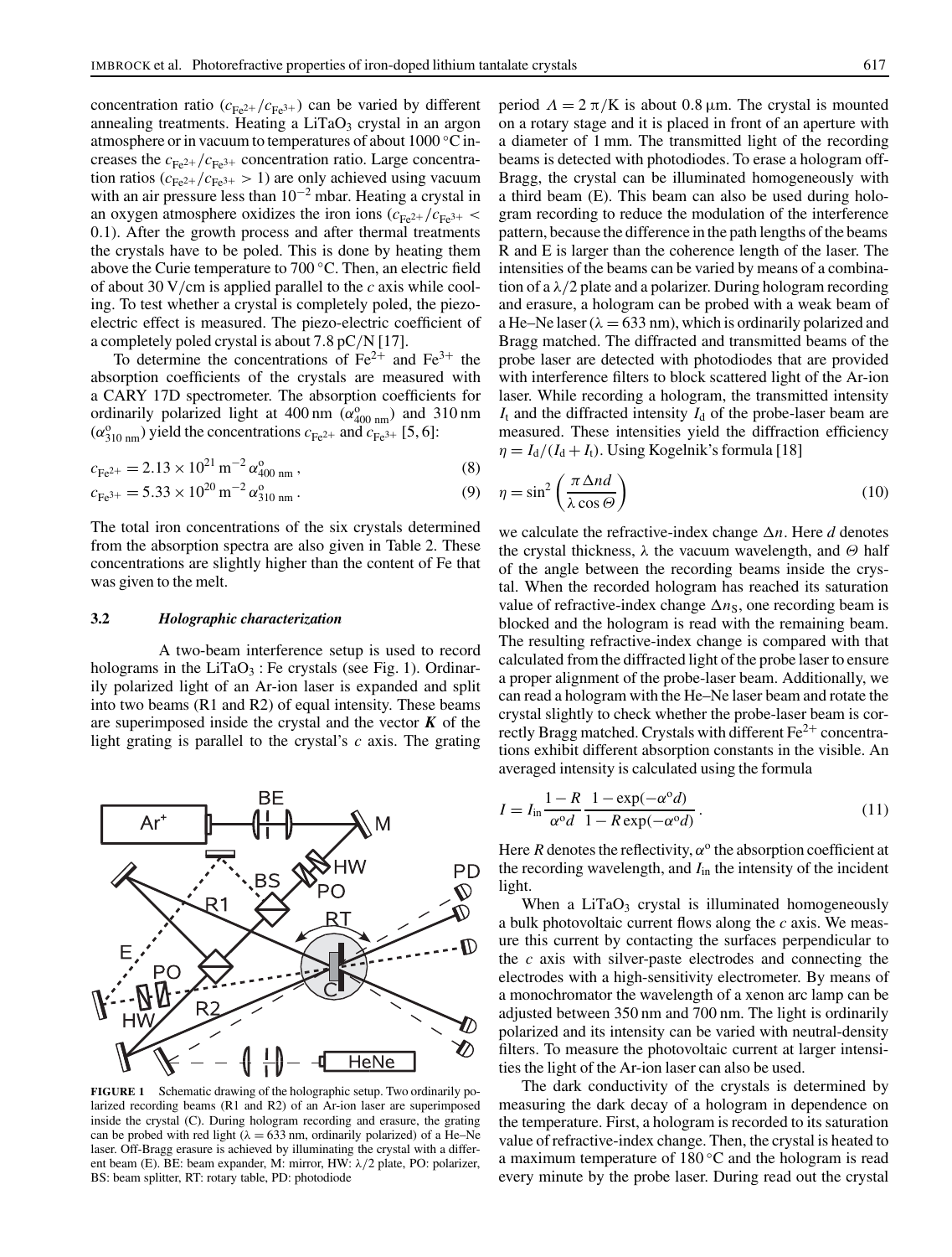concentration ratio ($c_{Fe^{2+}}/c_{Fe^{3+}}$) can be varied by different annealing treatments. Heating a $LiTaO_3$ crystal in an argon atmosphere or in vacuum to temperatures of about 1000 °C increases the $c_{Fe^{2+}}/c_{Fe^{3+}}$ concentration ratio. Large concentration ratios ($c_{Fe^{2+}}/c_{Fe^{3+}} > 1$) are only achieved using vacuum with an air pressure less than $10^{-2}$ mbar. Heating a crystal in an oxygen atmosphere oxidizes the iron ions ($c_{Fe^{2+}}/c_{Fe^{3+}} < 0.1$). After the growth process and after thermal treatments the crystals have to be poled. This is done by heating them above the Curie temperature to 700 °C. Then, an electric field of about 30 V/cm is applied parallel to the *c* axis while cooling. To test whether a crystal is completely poled, the piezo-electric effect is measured. The piezo-electric coefficient of a completely poled crystal is about 7.8 pC/N [17].

To determine the concentrations of $Fe^{2+}$ and $Fe^{3+}$ the absorption coefficients of the crystals are measured with a CARY 17D spectrometer. The absorption coefficients for ordinarily polarized light at 400 nm ($\alpha^{o}_{400\,nm}$) and 310 nm ($\alpha^{o}_{310\,nm}$) yield the concentrations $c_{Fe^{2+}}$ and $c_{Fe^{3+}}$ [5, 6]:

$$c_{Fe^{2+}} = 2.13 \times 10^{21}\,m^{-2}\,\alpha^{o}_{400\,nm}\,, \tag{8}$$

$$c_{Fe^{3+}} = 5.33 \times 10^{20}\,m^{-2}\,\alpha^{o}_{310\,nm}\,. \tag{9}$$

The total iron concentrations of the six crystals determined from the absorption spectra are also given in Table 2. These concentrations are slightly higher than the content of Fe that was given to the melt.

### 3.2 *Holographic characterization*

A two-beam interference setup is used to record holograms in the $LiTaO_3:Fe$ crystals (see Fig. 1). Ordinarily polarized light of an Ar-ion laser is expanded and split into two beams (R1 and R2) of equal intensity. These beams are superimposed inside the crystal and the vector $\boldsymbol{K}$ of the light grating is parallel to the crystal's *c* axis. The grating period $\Lambda = 2\pi/K$ is about 0.8 μm. The crystal is mounted on a rotary stage and it is placed in front of an aperture with a diameter of 1 mm. The transmitted light of the recording beams is detected with photodiodes. To erase a hologram off-Bragg, the crystal can be illuminated homogeneously with a third beam (E). This beam can also be used during hologram recording to reduce the modulation of the interference pattern, because the difference in the path lengths of the beams R and E is larger than the coherence length of the laser. The intensities of the beams can be varied by means of a combination of a $\lambda/2$ plate and a polarizer. During hologram recording and erasure, a hologram can be probed with a weak beam of a He–Ne laser ($\lambda = 633$ nm), which is ordinarily polarized and Bragg matched. The diffracted and transmitted beams of the probe laser are detected with photodiodes that are provided with interference filters to block scattered light of the Ar-ion laser. While recording a hologram, the transmitted intensity $I_t$ and the diffracted intensity $I_d$ of the probe-laser beam are measured. These intensities yield the diffraction efficiency $\eta = I_d/(I_d + I_t)$. Using Kogelnik's formula [18]

$$\eta = \sin^2\left(\frac{\pi\,\Delta n d}{\lambda \cos\Theta}\right) \tag{10}$$

we calculate the refractive-index change $\Delta n$. Here *d* denotes the crystal thickness, $\lambda$ the vacuum wavelength, and $\Theta$ half of the angle between the recording beams inside the crystal. When the recorded hologram has reached its saturation value of refractive-index change $\Delta n_S$, one recording beam is blocked and the hologram is read with the remaining beam. The resulting refractive-index change is compared with that calculated from the diffracted light of the probe laser to ensure a proper alignment of the probe-laser beam. Additionally, we can read a hologram with the He–Ne laser beam and rotate the crystal slightly to check whether the probe-laser beam is correctly Bragg matched. Crystals with different $Fe^{2+}$ concentrations exhibit different absorption constants in the visible. An averaged intensity is calculated using the formula

$$I = I_{in}\frac{1-R}{\alpha^{o} d}\,\frac{1-\exp(-\alpha^{o} d)}{1-R\exp(-\alpha^{o} d)}\,. \tag{11}$$

Here *R* denotes the reflectivity, $\alpha^{o}$ the absorption coefficient at the recording wavelength, and $I_{in}$ the intensity of the incident light.

When a $LiTaO_3$ crystal is illuminated homogeneously a bulk photovoltaic current flows along the *c* axis. We measure this current by contacting the surfaces perpendicular to the *c* axis with silver-paste electrodes and connecting the electrodes with a high-sensitivity electrometer. By means of a monochromator the wavelength of a xenon arc lamp can be adjusted between 350 nm and 700 nm. The light is ordinarily polarized and its intensity can be varied with neutral-density filters. To measure the photovoltaic current at larger intensities the light of the Ar-ion laser can also be used.

The dark conductivity of the crystals is determined by measuring the dark decay of a hologram in dependence on the temperature. First, a hologram is recorded to its saturation value of refractive-index change. Then, the crystal is heated to a maximum temperature of 180 °C and the hologram is read every minute by the probe laser. During read out the crystal

**FIGURE 1** Schematic drawing of the holographic setup. Two ordinarily polarized recording beams (R1 and R2) of an Ar-ion laser are superimposed inside the crystal (C). During hologram recording and erasure, the grating can be probed with red light ($\lambda = 633$ nm, ordinarily polarized) of a He–Ne laser. Off-Bragg erasure is achieved by illuminating the crystal with a different beam (E). BE: beam expander, M: mirror, HW: $\lambda/2$ plate, PO: polarizer, BS: beam splitter, RT: rotary table, PD: photodiode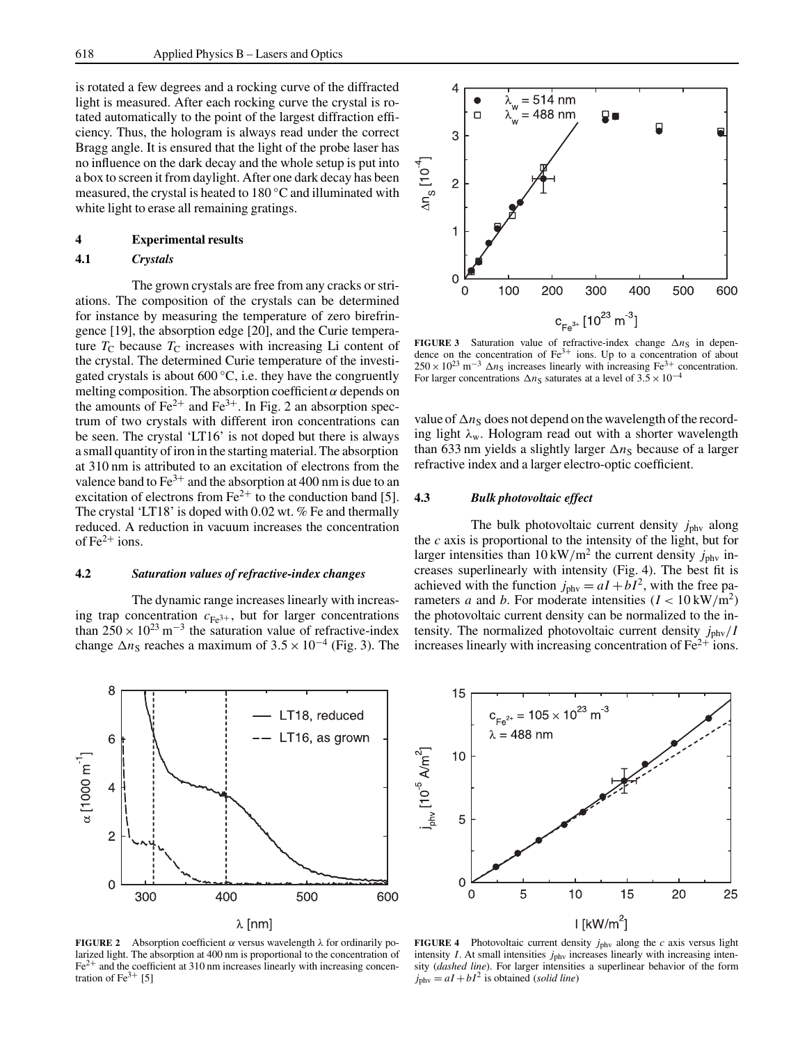is rotated a few degrees and a rocking curve of the diffracted light is measured. After each rocking curve the crystal is rotated automatically to the point of the largest diffraction efficiency. Thus, the hologram is always read under the correct Bragg angle. It is ensured that the light of the probe laser has no influence on the dark decay and the whole setup is put into a box to screen it from daylight. After one dark decay has been measured, the crystal is heated to 180 °C and illuminated with white light to erase all remaining gratings.

## 4 Experimental results

### 4.1 *Crystals*

The grown crystals are free from any cracks or striations. The composition of the crystals can be determined for instance by measuring the temperature of zero birefringence [19], the absorption edge [20], and the Curie temperature $T_C$ because $T_C$ increases with increasing Li content of the crystal. The determined Curie temperature of the investigated crystals is about 600 °C, i.e. they have the congruently melting composition. The absorption coefficient $\alpha$ depends on the amounts of $Fe^{2+}$ and $Fe^{3+}$. In Fig. 2 an absorption spectrum of two crystals with different iron concentrations can be seen. The crystal 'LT16' is not doped but there is always a small quantity of iron in the starting material. The absorption at 310 nm is attributed to an excitation of electrons from the valence band to $Fe^{3+}$ and the absorption at 400 nm is due to an excitation of electrons from $Fe^{2+}$ to the conduction band [5]. The crystal 'LT18' is doped with 0.02 wt. % Fe and thermally reduced. A reduction in vacuum increases the concentration of $Fe^{2+}$ ions.

### 4.2 *Saturation values of refractive-index changes*

The dynamic range increases linearly with increasing trap concentration $c_{Fe^{3+}}$, but for larger concentrations than $250 \times 10^{23}\,\mathrm{m^{-3}}$ the saturation value of refractive-index change $\Delta n_S$ reaches a maximum of $3.5 \times 10^{-4}$ (Fig. 3). The value of $\Delta n_S$ does not depend on the wavelength of the recording light $\lambda_w$. Hologram read out with a shorter wavelength than 633 nm yields a slightly larger $\Delta n_S$ because of a larger refractive index and a larger electro-optic coefficient.

**FIGURE 3** Saturation value of refractive-index change $\Delta n_S$ in dependence on the concentration of $Fe^{3+}$ ions. Up to a concentration of about $250 \times 10^{23}\,\mathrm{m^{-3}}$ $\Delta n_S$ increases linearly with increasing $Fe^{3+}$ concentration. For larger concentrations $\Delta n_S$ saturates at a level of $3.5 \times 10^{-4}$

### 4.3 *Bulk photovoltaic effect*

The bulk photovoltaic current density $j_{phv}$ along the $c$ axis is proportional to the intensity of the light, but for larger intensities than $10\,\mathrm{kW/m^2}$ the current density $j_{phv}$ increases superlinearly with intensity (Fig. 4). The best fit is achieved with the function $j_{phv} = aI + bI^2$, with the free parameters $a$ and $b$. For moderate intensities ($I < 10\,\mathrm{kW/m^2}$) the photovoltaic current density can be normalized to the intensity. The normalized photovoltaic current density $j_{phv}/I$ increases linearly with increasing concentration of $Fe^{2+}$ ions.

**FIGURE 2** Absorption coefficient $\alpha$ versus wavelength $\lambda$ for ordinarily polarized light. The absorption at 400 nm is proportional to the concentration of $Fe^{2+}$ and the coefficient at 310 nm increases linearly with increasing concentration of $Fe^{3+}$ [5]

**FIGURE 4** Photovoltaic current density $j_{phv}$ along the $c$ axis versus light intensity $I$. At small intensities $j_{phv}$ increases linearly with increasing intensity (*dashed line*). For larger intensities a superlinear behavior of the form $j_{phv} = aI + bI^2$ is obtained (*solid line*)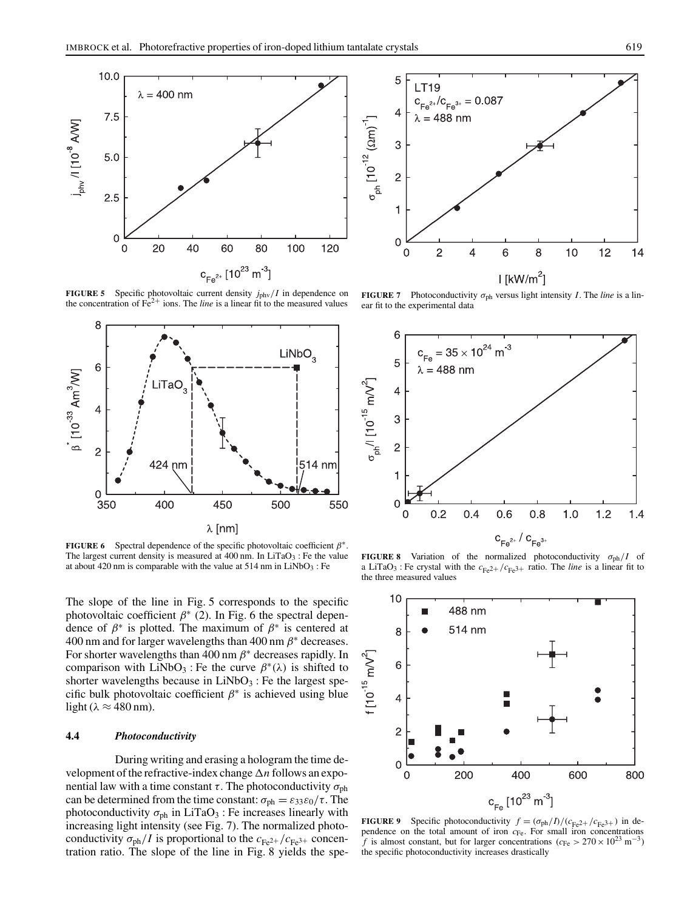**FIGURE 5** Specific photovoltaic current density $j_{phv}/I$ in dependence on the concentration of $Fe^{2+}$ ions. The *line* is a linear fit to the measured values

**FIGURE 6** Spectral dependence of the specific photovoltaic coefficient $\beta^*$. The largest current density is measured at 400 nm. In $LiTaO_3$ : Fe the value at about 420 nm is comparable with the value at 514 nm in $LiNbO_3$ : Fe

The slope of the line in Fig. 5 corresponds to the specific photovoltaic coefficient $\beta^*$ (2). In Fig. 6 the spectral dependence of $\beta^*$ is plotted. The maximum of $\beta^*$ is centered at 400 nm and for larger wavelengths than 400 nm $\beta^*$ decreases. For shorter wavelengths than 400 nm $\beta^*$ decreases rapidly. In comparison with $LiNbO_3$ : Fe the curve $\beta^*(\lambda)$ is shifted to shorter wavelengths because in $LiNbO_3$ : Fe the largest specific bulk photovoltaic coefficient $\beta^*$ is achieved using blue light ($\lambda \approx 480$ nm).

### 4.4 *Photoconductivity*

During writing and erasing a hologram the time development of the refractive-index change $\Delta n$ follows an exponential law with a time constant $\tau$. The photoconductivity $\sigma_{ph}$ can be determined from the time constant: $\sigma_{ph} = \varepsilon_{33}\varepsilon_0/\tau$. The photoconductivity $\sigma_{ph}$ in $LiTaO_3$ : Fe increases linearly with increasing light intensity (see Fig. 7). The normalized photoconductivity $\sigma_{ph}/I$ is proportional to the $c_{Fe^{2+}}/c_{Fe^{3+}}$ concentration ratio. The slope of the line in Fig. 8 yields the spe-

**FIGURE 7** Photoconductivity $\sigma_{ph}$ versus light intensity $I$. The *line* is a linear fit to the experimental data

**FIGURE 8** Variation of the normalized photoconductivity $\sigma_{ph}/I$ of a $LiTaO_3$ : Fe crystal with the $c_{Fe^{2+}}/c_{Fe^{3+}}$ ratio. The *line* is a linear fit to the three measured values

**FIGURE 9** Specific photoconductivity $f = (\sigma_{ph}/I)/(c_{Fe^{2+}}/c_{Fe^{3+}})$ in dependence on the total amount of iron $c_{Fe}$. For small iron concentrations $f$ is almost constant, but for larger concentrations ($c_{Fe} > 270 \times 10^{23}\ m^{-3}$) the specific photoconductivity increases drastically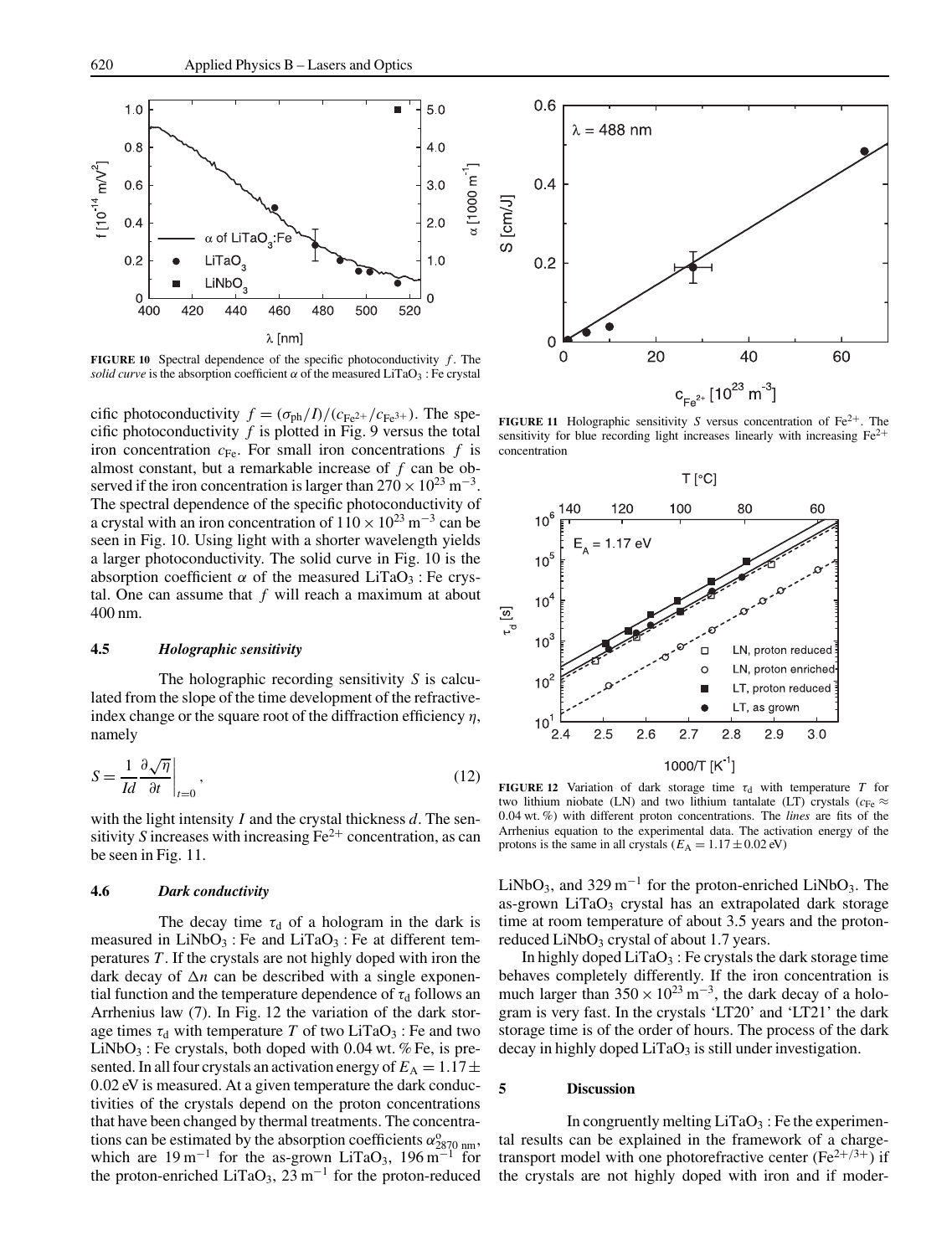**FIGURE 10** Spectral dependence of the specific photoconductivity $f$. The *solid curve* is the absorption coefficient $\alpha$ of the measured $LiTaO_3:Fe$ crystal

cific photoconductivity $f = (\sigma_{ph}/I)/(c_{Fe^{2+}}/c_{Fe^{3+}})$. The specific photoconductivity $f$ is plotted in Fig. 9 versus the total iron concentration $c_{Fe}$. For small iron concentrations $f$ is almost constant, but a remarkable increase of $f$ can be observed if the iron concentration is larger than $270 \times 10^{23}\,m^{-3}$. The spectral dependence of the specific photoconductivity of a crystal with an iron concentration of $110 \times 10^{23}\,m^{-3}$ can be seen in Fig. 10. Using light with a shorter wavelength yields a larger photoconductivity. The solid curve in Fig. 10 is the absorption coefficient $\alpha$ of the measured $LiTaO_3:Fe$ crystal. One can assume that $f$ will reach a maximum at about 400 nm.

### 4.5 *Holographic sensitivity*

The holographic recording sensitivity $S$ is calculated from the slope of the time development of the refractive-index change or the square root of the diffraction efficiency $\eta$, namely

$$S = \frac{1}{Id}\frac{\partial\sqrt{\eta}}{\partial t}\bigg|_{t=0}, \tag{12}$$

with the light intensity $I$ and the crystal thickness $d$. The sensitivity $S$ increases with increasing $Fe^{2+}$ concentration, as can be seen in Fig. 11.

### 4.6 *Dark conductivity*

The decay time $\tau_d$ of a hologram in the dark is measured in $LiNbO_3:Fe$ and $LiTaO_3:Fe$ at different temperatures $T$. If the crystals are not highly doped with iron the dark decay of $\Delta n$ can be described with a single exponential function and the temperature dependence of $\tau_d$ follows an Arrhenius law (7). In Fig. 12 the variation of the dark storage times $\tau_d$ with temperature $T$ of two $LiTaO_3:Fe$ and two $LiNbO_3:Fe$ crystals, both doped with 0.04 wt. % Fe, is presented. In all four crystals an activation energy of $E_A = 1.17 \pm 0.02$ eV is measured. At a given temperature the dark conductivities of the crystals depend on the proton concentrations that have been changed by thermal treatments. The concentrations can be estimated by the absorption coefficients $\alpha^o_{2870\,nm}$, which are $19\,m^{-1}$ for the as-grown $LiTaO_3$, $196\,m^{-1}$ for the proton-enriched $LiTaO_3$, $23\,m^{-1}$ for the proton-reduced $LiNbO_3$, and $329\,m^{-1}$ for the proton-enriched $LiNbO_3$. The as-grown $LiTaO_3$ crystal has an extrapolated dark storage time at room temperature of about 3.5 years and the proton-reduced $LiNbO_3$ crystal of about 1.7 years.

**FIGURE 11** Holographic sensitivity $S$ versus concentration of $Fe^{2+}$. The sensitivity for blue recording light increases linearly with increasing $Fe^{2+}$ concentration

**FIGURE 12** Variation of dark storage time $\tau_d$ with temperature $T$ for two lithium niobate (LN) and two lithium tantalate (LT) crystals ($c_{Fe} \approx$ 0.04 wt. %) with different proton concentrations. The *lines* are fits of the Arrhenius equation to the experimental data. The activation energy of the protons is the same in all crystals ($E_A = 1.17 \pm 0.02$ eV)

In highly doped $LiTaO_3:Fe$ crystals the dark storage time behaves completely differently. If the iron concentration is much larger than $350 \times 10^{23}\,m^{-3}$, the dark decay of a hologram is very fast. In the crystals 'LT20' and 'LT21' the dark storage time is of the order of hours. The process of the dark decay in highly doped $LiTaO_3$ is still under investigation.

## 5 Discussion

In congruently melting $LiTaO_3:Fe$ the experimental results can be explained in the framework of a charge-transport model with one photorefractive center ($Fe^{2+/3+}$) if the crystals are not highly doped with iron and if moder-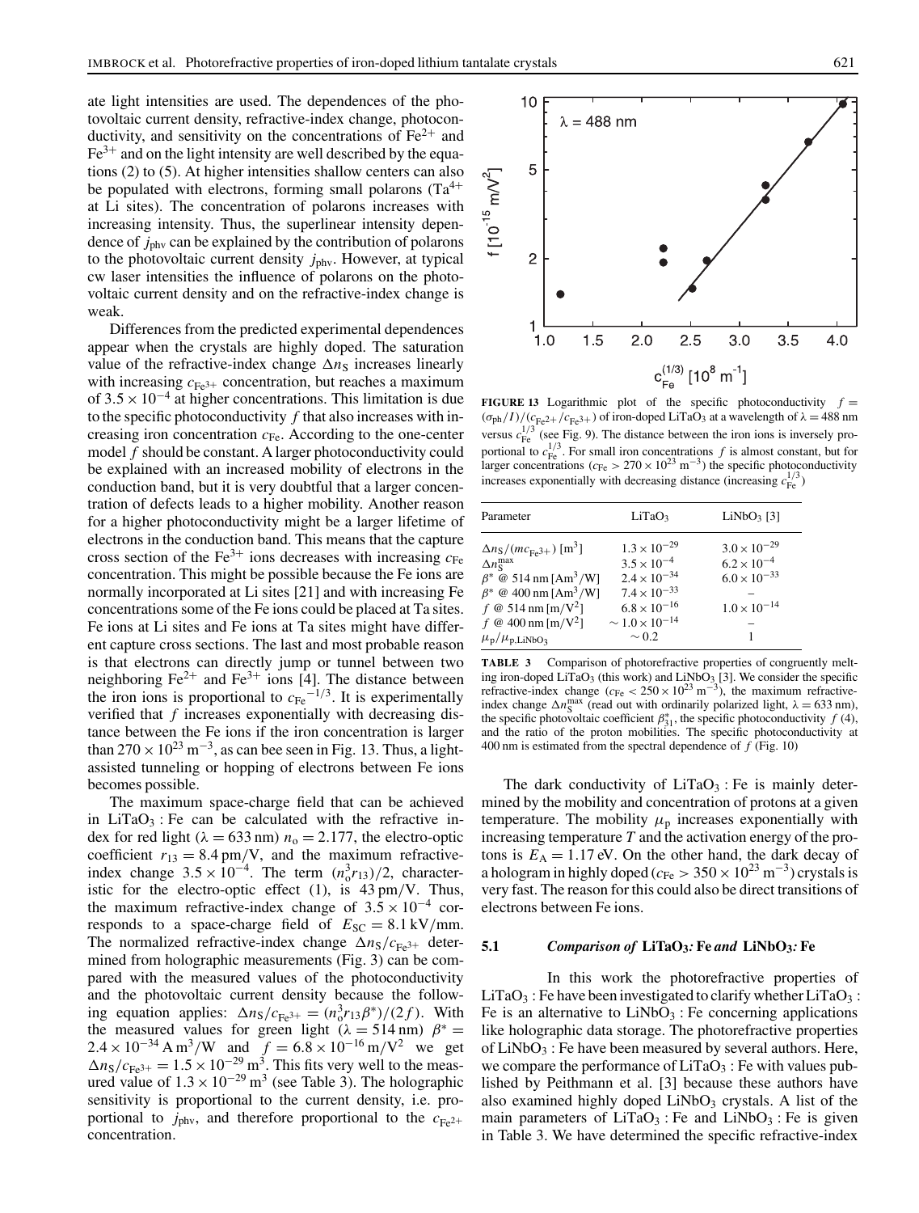ate light intensities are used. The dependences of the photovoltaic current density, refractive-index change, photoconductivity, and sensitivity on the concentrations of $Fe^{2+}$ and $Fe^{3+}$ and on the light intensity are well described by the equations (2) to (5). At higher intensities shallow centers can also be populated with electrons, forming small polarons ($Ta^{4+}$ at Li sites). The concentration of polarons increases with increasing intensity. Thus, the superlinear intensity dependence of $j_{\text{phv}}$ can be explained by the contribution of polarons to the photovoltaic current density $j_{\text{phv}}$. However, at typical cw laser intensities the influence of polarons on the photovoltaic current density and on the refractive-index change is weak.

Differences from the predicted experimental dependences appear when the crystals are highly doped. The saturation value of the refractive-index change $\Delta n_S$ increases linearly with increasing $c_{Fe^{3+}}$ concentration, but reaches a maximum of $3.5\times10^{-4}$ at higher concentrations. This limitation is due to the specific photoconductivity $f$ that also increases with increasing iron concentration $c_{Fe}$. According to the one-center model $f$ should be constant. A larger photoconductivity could be explained with an increased mobility of electrons in the conduction band, but it is very doubtful that a larger concentration of defects leads to a higher mobility. Another reason for a higher photoconductivity might be a larger lifetime of electrons in the conduction band. This means that the capture cross section of the $Fe^{3+}$ ions decreases with increasing $c_{Fe}$ concentration. This might be possible because the Fe ions are normally incorporated at Li sites [21] and with increasing Fe concentrations some of the Fe ions could be placed at Ta sites. Fe ions at Li sites and Fe ions at Ta sites might have different capture cross sections. The last and most probable reason is that electrons can directly jump or tunnel between two neighboring $Fe^{2+}$ and $Fe^{3+}$ ions [4]. The distance between the iron ions is proportional to $c_{Fe}{}^{-1/3}$. It is experimentally verified that $f$ increases exponentially with decreasing distance between the Fe ions if the iron concentration is larger than $270\times10^{23}\,\text{m}^{-3}$, as can bee seen in Fig. 13. Thus, a light-assisted tunneling or hopping of electrons between Fe ions becomes possible.

The maximum space-charge field that can be achieved in $LiTaO_3$ : Fe can be calculated with the refractive index for red light ($\lambda = 633$ nm) $n_o = 2.177$, the electro-optic coefficient $r_{13} = 8.4$ pm/V, and the maximum refractive-index change $3.5\times10^{-4}$. The term $(n_o^3 r_{13})/2$, characteristic for the electro-optic effect (1), is 43 pm/V. Thus, the maximum refractive-index change of $3.5\times10^{-4}$ corresponds to a space-charge field of $E_{SC} = 8.1$ kV/mm. The normalized refractive-index change $\Delta n_S/c_{Fe^{3+}}$ determined from holographic measurements (Fig. 3) can be compared with the measured values of the photoconductivity and the photovoltaic current density because the following equation applies: $\Delta n_S/c_{Fe^{3+}} = (n_o^3 r_{13}\beta^*)/(2f)$. With the measured values for green light ($\lambda = 514$ nm) $\beta^* = 2.4\times10^{-34}\,\text{A}\,\text{m}^3/\text{W}$ and $f = 6.8\times10^{-16}\,\text{m}/\text{V}^2$ we get $\Delta n_S/c_{Fe^{3+}} = 1.5\times10^{-29}\,\text{m}^3$. This fits very well to the measured value of $1.3\times10^{-29}\,\text{m}^3$ (see Table 3). The holographic sensitivity is proportional to the current density, i.e. proportional to $j_{\text{phv}}$, and therefore proportional to the $c_{Fe^{2+}}$ concentration.

**FIGURE 13** Logarithmic plot of the specific photoconductivity $f = (\sigma_{\text{ph}}/I)/(c_{Fe^{2+}}/c_{Fe^{3+}})$ of iron-doped $LiTaO_3$ at a wavelength of $\lambda = 488$ nm versus $c_{Fe}^{1/3}$ (see Fig. 9). The distance between the iron ions is inversely proportional to $c_{Fe}^{1/3}$. For small iron concentrations $f$ is almost constant, but for larger concentrations ($c_{Fe} > 270\times10^{23}\,\text{m}^{-3}$) the specific photoconductivity increases exponentially with decreasing distance (increasing $c_{Fe}^{1/3}$)

| Parameter | $LiTaO_3$ | $LiNbO_3$ [3] |
|---|---|---|
| $\Delta n_S/(mc_{Fe^{3+}})$ [$\text{m}^3$] | $1.3\times10^{-29}$ | $3.0\times10^{-29}$ |
| $\Delta n_S^{\max}$ | $3.5\times10^{-4}$ | $6.2\times10^{-4}$ |
| $\beta^*$ @ 514 nm [$\text{Am}^3/\text{W}$] | $2.4\times10^{-34}$ | $6.0\times10^{-33}$ |
| $\beta^*$ @ 400 nm [$\text{Am}^3/\text{W}$] | $7.4\times10^{-33}$ | – |
| $f$ @ 514 nm [$\text{m}/\text{V}^2$] | $6.8\times10^{-16}$ | $1.0\times10^{-14}$ |
| $f$ @ 400 nm [$\text{m}/\text{V}^2$] | $\sim 1.0\times10^{-14}$ | – |
| $\mu_p/\mu_{p,LiNbO_3}$ | $\sim 0.2$ | 1 |

**TABLE 3** Comparison of photorefractive properties of congruently melting iron-doped $LiTaO_3$ (this work) and $LiNbO_3$ [3]. We consider the specific refractive-index change ($c_{Fe} < 250\times10^{23}\,\text{m}^{-3}$), the maximum refractive-index change $\Delta n_S^{\max}$ (read out with ordinarily polarized light, $\lambda = 633$ nm), the specific photovoltaic coefficient $\beta_{31}^*$, the specific photoconductivity $f$ (4), and the ratio of the proton mobilities. The specific photoconductivity at 400 nm is estimated from the spectral dependence of $f$ (Fig. 10)

The dark conductivity of $LiTaO_3$ : Fe is mainly determined by the mobility and concentration of protons at a given temperature. The mobility $\mu_p$ increases exponentially with increasing temperature $T$ and the activation energy of the protons is $E_A = 1.17$ eV. On the other hand, the dark decay of a hologram in highly doped ($c_{Fe} > 350\times10^{23}\,\text{m}^{-3}$) crystals is very fast. The reason for this could also be direct transitions of electrons between Fe ions.

### 5.1 *Comparison of* $LiTaO_3$*: Fe and* $LiNbO_3$*: Fe*

In this work the photorefractive properties of $LiTaO_3$ : Fe have been investigated to clarify whether $LiTaO_3$ : Fe is an alternative to $LiNbO_3$ : Fe concerning applications like holographic data storage. The photorefractive properties of $LiNbO_3$ : Fe have been measured by several authors. Here, we compare the performance of $LiTaO_3$ : Fe with values published by Peithmann et al. [3] because these authors have also examined highly doped $LiNbO_3$ crystals. A list of the main parameters of $LiTaO_3$ : Fe and $LiNbO_3$ : Fe is given in Table 3. We have determined the specific refractive-index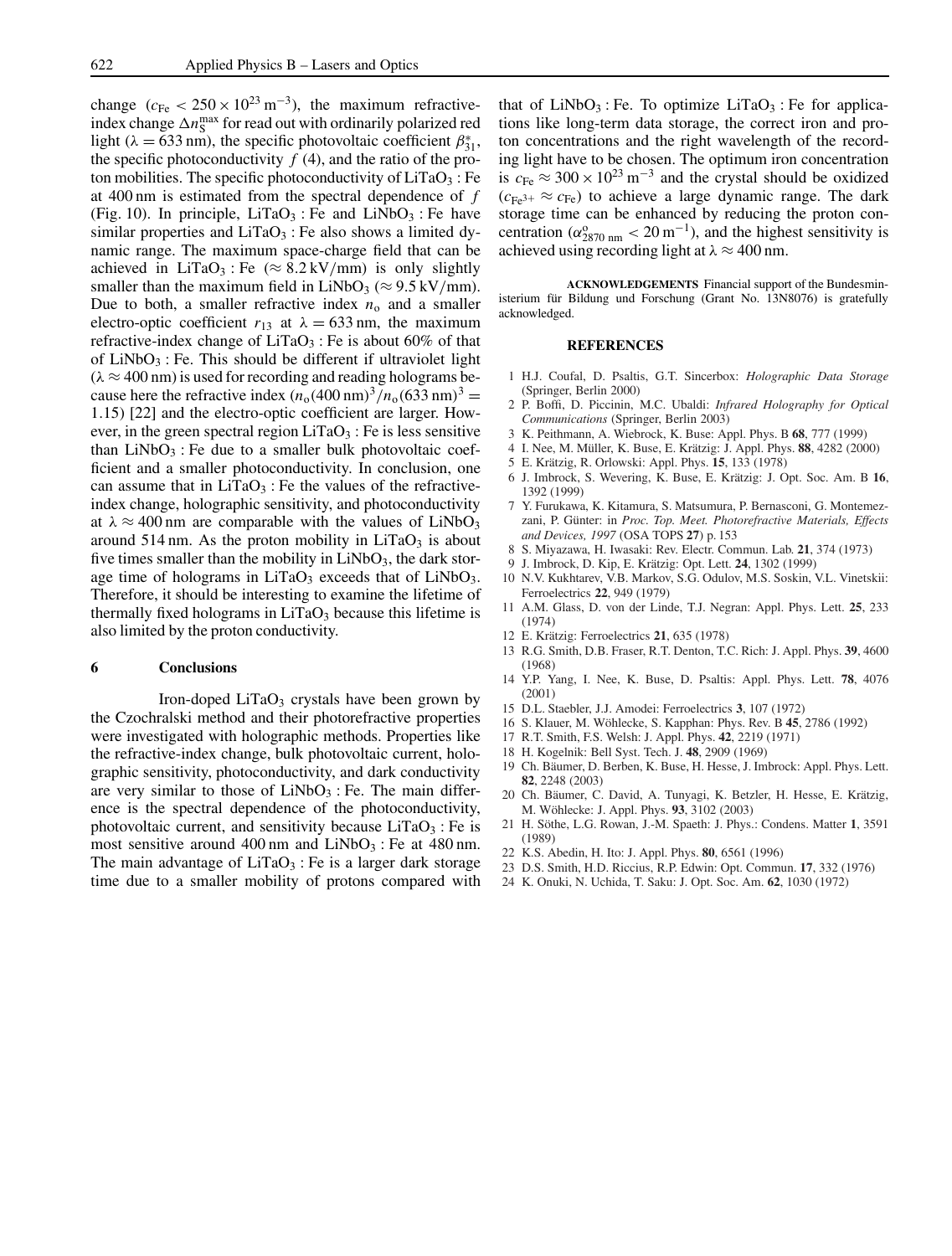change ($c_{Fe} < 250 \times 10^{23}\,m^{-3}$), the maximum refractive-index change $\Delta n_S^{max}$ for read out with ordinarily polarized red light ($\lambda = 633$ nm), the specific photovoltaic coefficient $\beta_{31}^*$, the specific photoconductivity $f$ (4), and the ratio of the proton mobilities. The specific photoconductivity of $LiTaO_3$ : Fe at 400 nm is estimated from the spectral dependence of $f$ (Fig. 10). In principle, $LiTaO_3$ : Fe and $LiNbO_3$ : Fe have similar properties and $LiTaO_3$ : Fe also shows a limited dynamic range. The maximum space-charge field that can be achieved in $LiTaO_3$ : Fe ($\approx 8.2$ kV/mm) is only slightly smaller than the maximum field in $LiNbO_3$ ($\approx 9.5$ kV/mm). Due to both, a smaller refractive index $n_o$ and a smaller electro-optic coefficient $r_{13}$ at $\lambda = 633$ nm, the maximum refractive-index change of $LiTaO_3$ : Fe is about 60% of that of $LiNbO_3$ : Fe. This should be different if ultraviolet light ($\lambda \approx 400$ nm) is used for recording and reading holograms because here the refractive index $(n_o(400\,nm)^3/n_o(633\,nm)^3 = 1.15)$ [22] and the electro-optic coefficient are larger. However, in the green spectral region $LiTaO_3$ : Fe is less sensitive than $LiNbO_3$ : Fe due to a smaller bulk photovoltaic coefficient and a smaller photoconductivity. In conclusion, one can assume that in $LiTaO_3$ : Fe the values of the refractive-index change, holographic sensitivity, and photoconductivity at $\lambda \approx 400$ nm are comparable with the values of $LiNbO_3$ around 514 nm. As the proton mobility in $LiTaO_3$ is about five times smaller than the mobility in $LiNbO_3$, the dark storage time of holograms in $LiTaO_3$ exceeds that of $LiNbO_3$. Therefore, it should be interesting to examine the lifetime of thermally fixed holograms in $LiTaO_3$ because this lifetime is also limited by the proton conductivity.

## 6 Conclusions

Iron-doped $LiTaO_3$ crystals have been grown by the Czochralski method and their photorefractive properties were investigated with holographic methods. Properties like the refractive-index change, bulk photovoltaic current, holographic sensitivity, photoconductivity, and dark conductivity are very similar to those of $LiNbO_3$ : Fe. The main difference is the spectral dependence of the photoconductivity, photovoltaic current, and sensitivity because $LiTaO_3$ : Fe is most sensitive around 400 nm and $LiNbO_3$ : Fe at 480 nm. The main advantage of $LiTaO_3$ : Fe is a larger dark storage time due to a smaller mobility of protons compared with that of $LiNbO_3$ : Fe. To optimize $LiTaO_3$ : Fe for applications like long-term data storage, the correct iron and proton concentrations and the right wavelength of the recording light have to be chosen. The optimum iron concentration is $c_{Fe} \approx 300 \times 10^{23}\,m^{-3}$ and the crystal should be oxidized ($c_{Fe^{3+}} \approx c_{Fe}$) to achieve a large dynamic range. The dark storage time can be enhanced by reducing the proton concentration ($\alpha^o_{2870\,nm} < 20\,m^{-1}$), and the highest sensitivity is achieved using recording light at $\lambda \approx 400$ nm.

**ACKNOWLEDGEMENTS** Financial support of the Bundesministerium für Bildung und Forschung (Grant No. 13N8076) is gratefully acknowledged.

## REFERENCES

1. H.J. Coufal, D. Psaltis, G.T. Sincerbox: *Holographic Data Storage* (Springer, Berlin 2000)
2. P. Boffi, D. Piccinin, M.C. Ubaldi: *Infrared Holography for Optical Communications* (Springer, Berlin 2003)
3. K. Peithmann, A. Wiebrock, K. Buse: Appl. Phys. B **68**, 777 (1999)
4. I. Nee, M. Müller, K. Buse, E. Krätzig: J. Appl. Phys. **88**, 4282 (2000)
5. E. Krätzig, R. Orlowski: Appl. Phys. **15**, 133 (1978)
6. J. Imbrock, S. Wevering, K. Buse, E. Krätzig: J. Opt. Soc. Am. B **16**, 1392 (1999)
7. Y. Furukawa, K. Kitamura, S. Matsumura, P. Bernasconi, G. Montemezzani, P. Günter: in *Proc. Top. Meet. Photorefractive Materials, Effects and Devices, 1997* (OSA TOPS **27**) p. 153
8. S. Miyazawa, H. Iwasaki: Rev. Electr. Commun. Lab. **21**, 374 (1973)
9. J. Imbrock, D. Kip, E. Krätzig: Opt. Lett. **24**, 1302 (1999)
10. N.V. Kukhtarev, V.B. Markov, S.G. Odulov, M.S. Soskin, V.L. Vinetskii: Ferroelectrics **22**, 949 (1979)
11. A.M. Glass, D. von der Linde, T.J. Negran: Appl. Phys. Lett. **25**, 233 (1974)
12. E. Krätzig: Ferroelectrics **21**, 635 (1978)
13. R.G. Smith, D.B. Fraser, R.T. Denton, T.C. Rich: J. Appl. Phys. **39**, 4600 (1968)
14. Y.P. Yang, I. Nee, K. Buse, D. Psaltis: Appl. Phys. Lett. **78**, 4076 (2001)
15. D.L. Staebler, J.J. Amodei: Ferroelectrics **3**, 107 (1972)
16. S. Klauer, M. Wöhlecke, S. Kapphan: Phys. Rev. B **45**, 2786 (1992)
17. R.T. Smith, F.S. Welsh: J. Appl. Phys. **42**, 2219 (1971)
18. H. Kogelnik: Bell Syst. Tech. J. **48**, 2909 (1969)
19. Ch. Bäumer, D. Berben, K. Buse, H. Hesse, J. Imbrock: Appl. Phys. Lett. **82**, 2248 (2003)
20. Ch. Bäumer, C. David, A. Tunyagi, K. Betzler, H. Hesse, E. Krätzig, M. Wöhlecke: J. Appl. Phys. **93**, 3102 (2003)
21. H. Söthe, L.G. Rowan, J.-M. Spaeth: J. Phys.: Condens. Matter **1**, 3591 (1989)
22. K.S. Abedin, H. Ito: J. Appl. Phys. **80**, 6561 (1996)
23. D.S. Smith, H.D. Riccius, R.P. Edwin: Opt. Commun. **17**, 332 (1976)
24. K. Onuki, N. Uchida, T. Saku: J. Opt. Soc. Am. **62**, 1030 (1972)